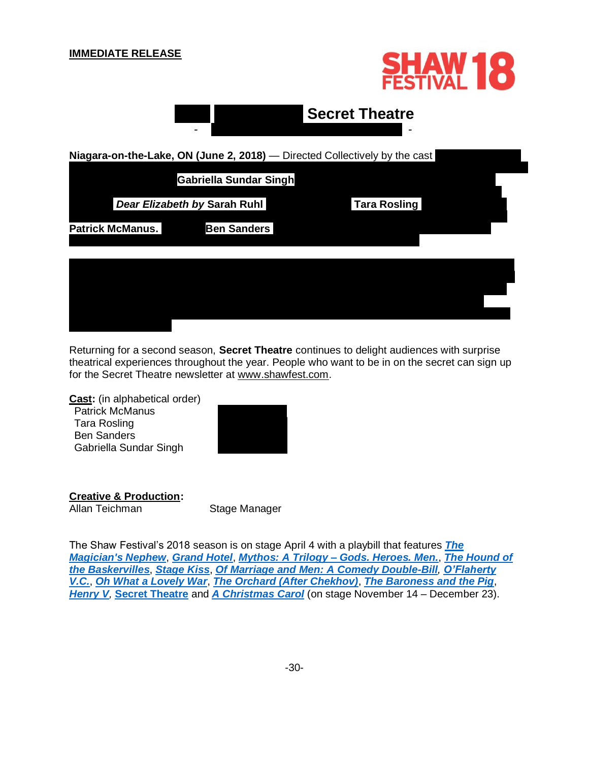**IMMEDIATE RELEASE**

SHAW FESTIVAL 18

## Secret Theatre

-  -

**Niagara-on-the-Lake, ON (June 2, 2018)** — Directed Collectively by the cast

**Gabriella Sundar Singh**

***Dear Elizabeth by* Sarah Ruhl** **Tara Rosling**

**Patrick McManus.** **Ben Sanders**

Returning for a second season, **Secret Theatre** continues to delight audiences with surprise theatrical experiences throughout the year. People who want to be in on the secret can sign up for the Secret Theatre newsletter at www.shawfest.com.

**Cast:** (in alphabetical order)
Patrick McManus
Tara Rosling
Ben Sanders
Gabriella Sundar Singh

**Creative & Production:**

Allan Teichman Stage Manager

The Shaw Festival's 2018 season is on stage April 4 with a playbill that features ***The Magician's Nephew***, ***Grand Hotel***, ***Mythos: A Trilogy – Gods. Heroes. Men.***, ***The Hound of the Baskervilles***, ***Stage Kiss***, ***Of Marriage and Men: A Comedy Double-Bill***, ***O'Flaherty V.C.***, ***Oh What a Lovely War***, ***The Orchard (After Chekhov)***, ***The Baroness and the Pig***, ***Henry V***, **Secret Theatre** and ***A Christmas Carol*** (on stage November 14 – December 23).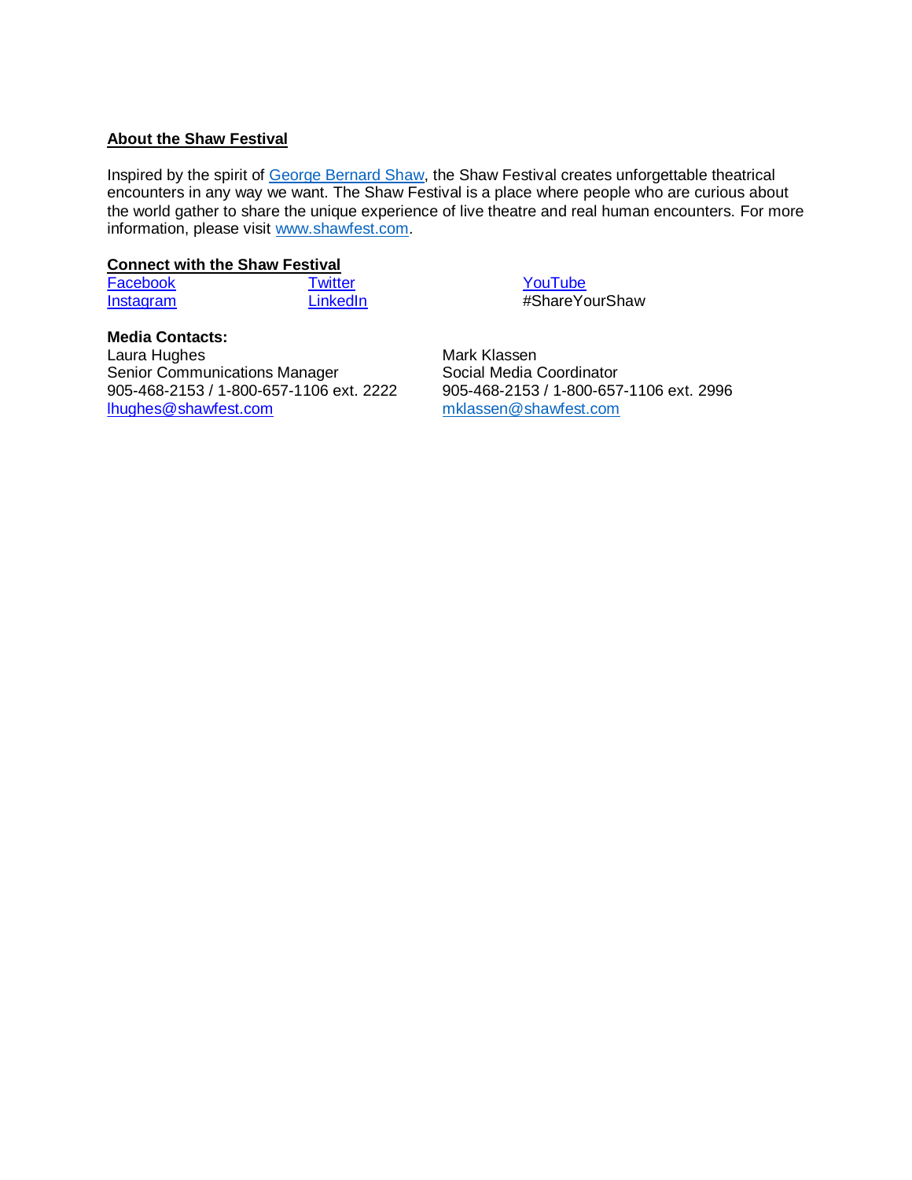**About the Shaw Festival**

Inspired by the spirit of George Bernard Shaw, the Shaw Festival creates unforgettable theatrical encounters in any way we want. The Shaw Festival is a place where people who are curious about the world gather to share the unique experience of live theatre and real human encounters. For more information, please visit www.shawfest.com.

**Connect with the Shaw Festival**

| | | |
|---|---|---|
| Facebook | Twitter | YouTube |
| Instagram | LinkedIn | #ShareYourShaw |

**Media Contacts:**

Laura Hughes
Senior Communications Manager
905-468-2153 / 1-800-657-1106 ext. 2222
lhughes@shawfest.com

Mark Klassen
Social Media Coordinator
905-468-2153 / 1-800-657-1106 ext. 2996
mklassen@shawfest.com